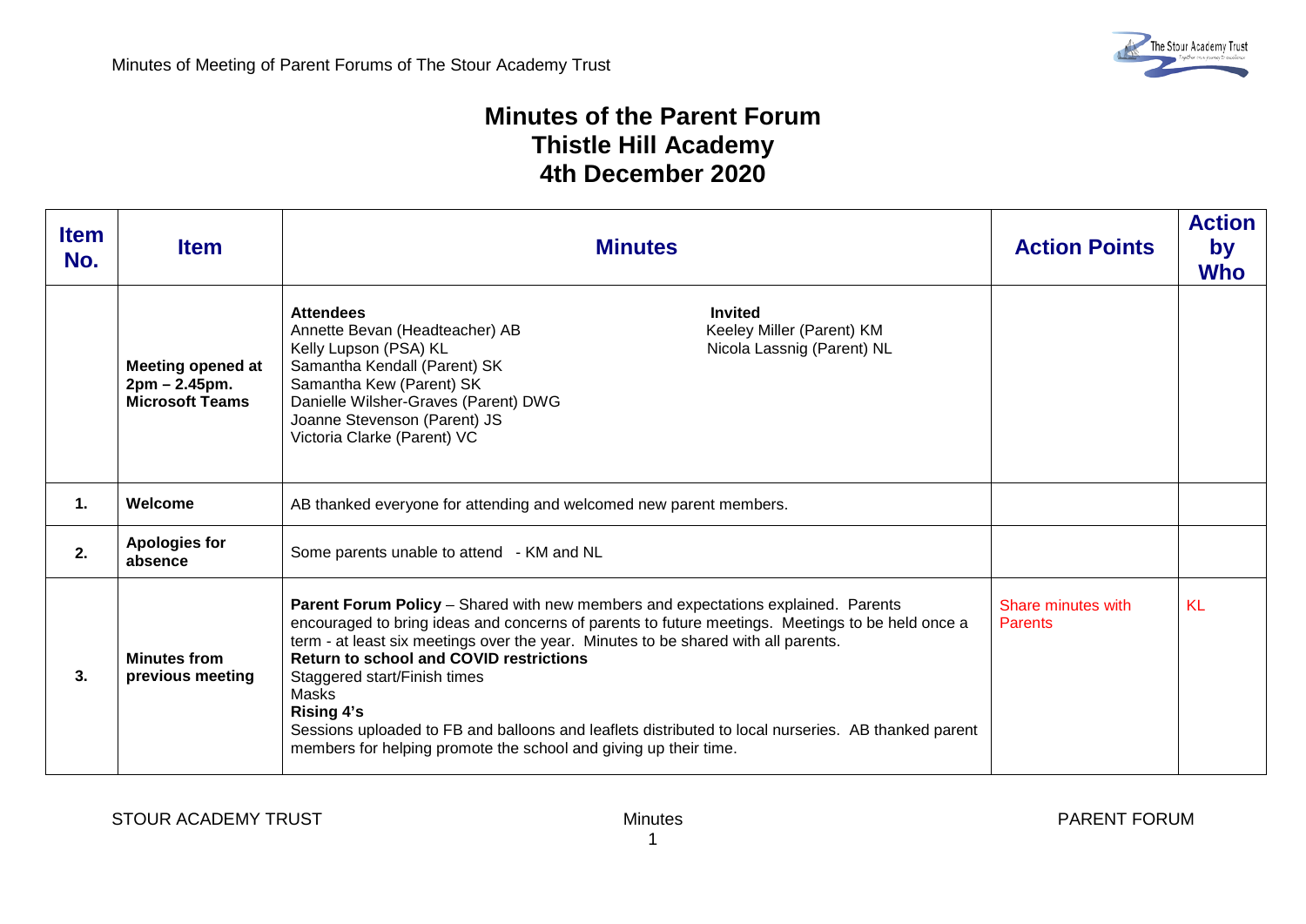# Minutes of the Parent Forum
# Thistle Hill Academy
# 4th December 2020

| Item No. | Item | Minutes | Action Points | Action by Who |
|---|---|---|---|---|
| | **Meeting opened at 2pm – 2.45pm. Microsoft Teams** | **Attendees**<br>Annette Bevan (Headteacher) AB<br>Kelly Lupson (PSA) KL<br>Samantha Kendall (Parent) SK<br>Samantha Kew (Parent) SK<br>Danielle Wilsher-Graves (Parent) DWG<br>Joanne Stevenson (Parent) JS<br>Victoria Clarke (Parent) VC<br><br>**Invited**<br>Keeley Miller (Parent) KM<br>Nicola Lassnig (Parent) NL | | |
| **1.** | **Welcome** | AB thanked everyone for attending and welcomed new parent members. | | |
| **2.** | **Apologies for absence** | Some parents unable to attend - KM and NL | | |
| **3.** | **Minutes from previous meeting** | **Parent Forum Policy** – Shared with new members and expectations explained. Parents encouraged to bring ideas and concerns of parents to future meetings. Meetings to be held once a term - at least six meetings over the year. Minutes to be shared with all parents.<br>**Return to school and COVID restrictions**<br>Staggered start/Finish times<br>Masks<br>**Rising 4's**<br>Sessions uploaded to FB and balloons and leaflets distributed to local nurseries. AB thanked parent members for helping promote the school and giving up their time. | Share minutes with Parents | KL |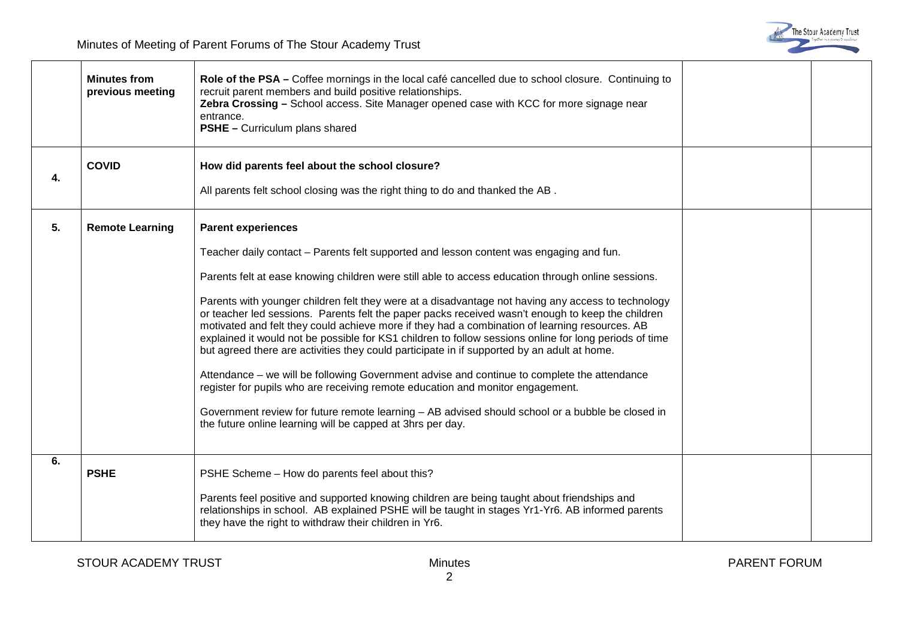| | | | | |
|---|---|---|---|---|
| | **Minutes from previous meeting** | **Role of the PSA –** Coffee mornings in the local café cancelled due to school closure. Continuing to recruit parent members and build positive relationships.<br>**Zebra Crossing –** School access. Site Manager opened case with KCC for more signage near entrance.<br>**PSHE –** Curriculum plans shared | | |
| **4.** | **COVID** | **How did parents feel about the school closure?**<br><br>All parents felt school closing was the right thing to do and thanked the AB . | | |
| **5.** | **Remote Learning** | **Parent experiences**<br><br>Teacher daily contact – Parents felt supported and lesson content was engaging and fun.<br><br>Parents felt at ease knowing children were still able to access education through online sessions.<br><br>Parents with younger children felt they were at a disadvantage not having any access to technology or teacher led sessions. Parents felt the paper packs received wasn't enough to keep the children motivated and felt they could achieve more if they had a combination of learning resources. AB explained it would not be possible for KS1 children to follow sessions online for long periods of time but agreed there are activities they could participate in if supported by an adult at home.<br><br>Attendance – we will be following Government advise and continue to complete the attendance register for pupils who are receiving remote education and monitor engagement.<br><br>Government review for future remote learning – AB advised should school or a bubble be closed in the future online learning will be capped at 3hrs per day. | | |
| **6.** | **PSHE** | PSHE Scheme – How do parents feel about this?<br><br>Parents feel positive and supported knowing children are being taught about friendships and relationships in school. AB explained PSHE will be taught in stages Yr1-Yr6. AB informed parents they have the right to withdraw their children in Yr6. | | |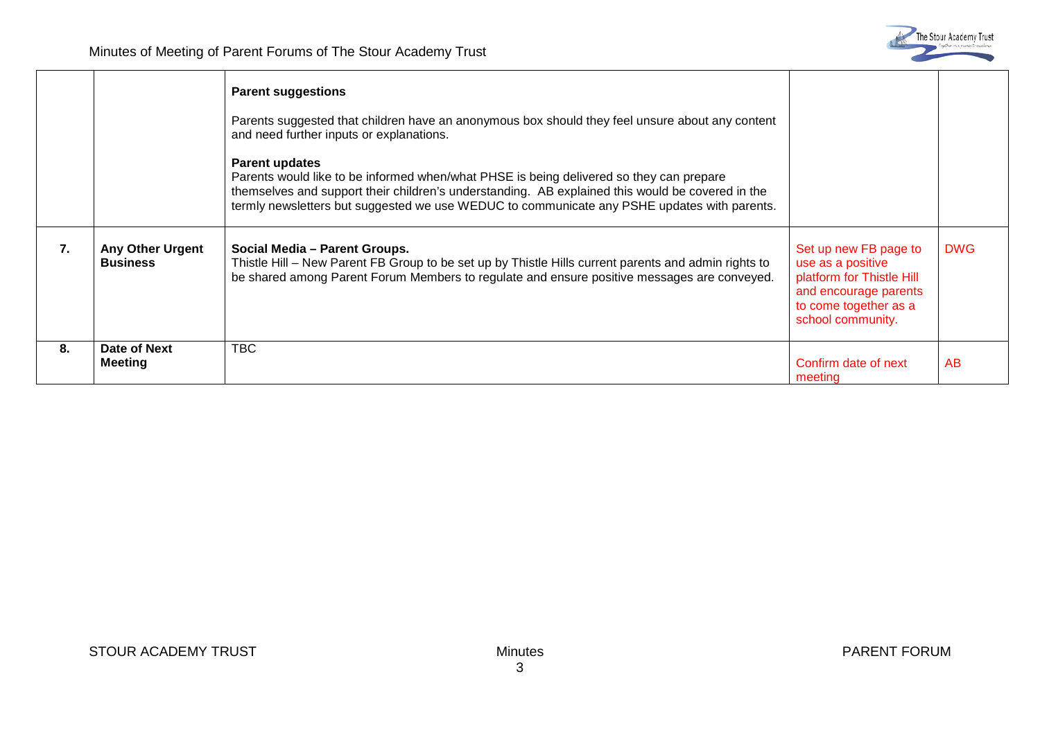| | | | | |
|---|---|---|---|---|
| | | **Parent suggestions**<br><br>Parents suggested that children have an anonymous box should they feel unsure about any content and need further inputs or explanations.<br><br>**Parent updates**<br>Parents would like to be informed when/what PHSE is being delivered so they can prepare themselves and support their children's understanding. AB explained this would be covered in the termly newsletters but suggested we use WEDUC to communicate any PSHE updates with parents. | | |
| **7.** | **Any Other Urgent Business** | **Social Media – Parent Groups.**<br>Thistle Hill – New Parent FB Group to be set up by Thistle Hills current parents and admin rights to be shared among Parent Forum Members to regulate and ensure positive messages are conveyed. | Set up new FB page to use as a positive platform for Thistle Hill and encourage parents to come together as a school community. | DWG |
| **8.** | **Date of Next Meeting** | TBC | Confirm date of next meeting | AB |